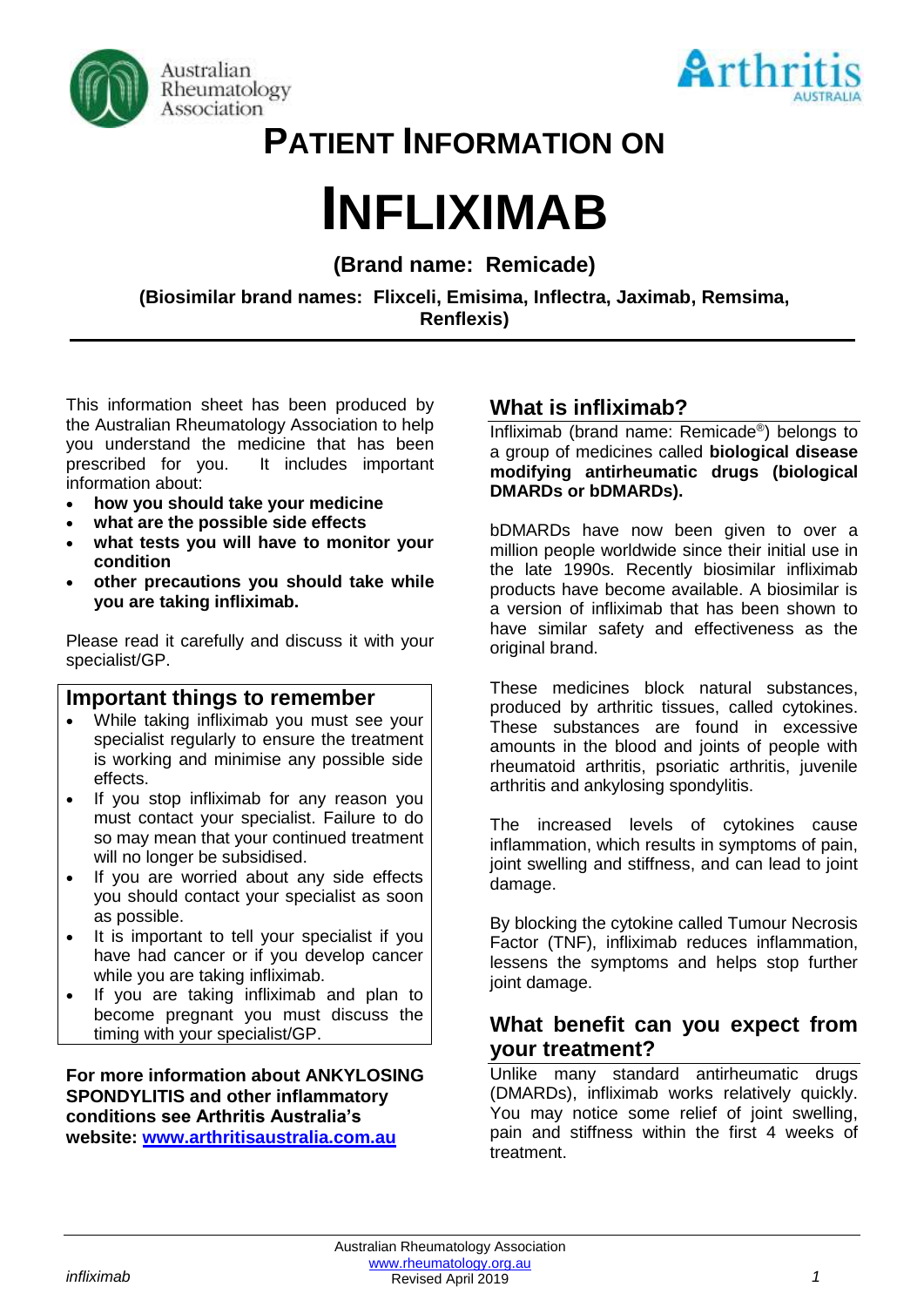Australian Rheumatology Association

Arthritis AUSTRALIA

# PATIENT INFORMATION ON

# INFLIXIMAB

### (Brand name: Remicade)

### (Biosimilar brand names: Flixceli, Emisima, Inflectra, Jaximab, Remsima, Renflexis)

This information sheet has been produced by the Australian Rheumatology Association to help you understand the medicine that has been prescribed for you. It includes important information about:

- **how you should take your medicine**
- **what are the possible side effects**
- **what tests you will have to monitor your condition**
- **other precautions you should take while you are taking infliximab.**

Please read it carefully and discuss it with your specialist/GP.

## Important things to remember

- While taking infliximab you must see your specialist regularly to ensure the treatment is working and minimise any possible side effects.
- If you stop infliximab for any reason you must contact your specialist. Failure to do so may mean that your continued treatment will no longer be subsidised.
- If you are worried about any side effects you should contact your specialist as soon as possible.
- It is important to tell your specialist if you have had cancer or if you develop cancer while you are taking infliximab.
- If you are taking infliximab and plan to become pregnant you must discuss the timing with your specialist/GP.

**For more information about ANKYLOSING SPONDYLITIS and other inflammatory conditions see Arthritis Australia's website: [www.arthritisaustralia.com.au](http://www.arthritisaustralia.com.au)**

## What is infliximab?

Infliximab (brand name: Remicade®) belongs to a group of medicines called **biological disease modifying antirheumatic drugs (biological DMARDs or bDMARDs).**

bDMARDs have now been given to over a million people worldwide since their initial use in the late 1990s. Recently biosimilar infliximab products have become available. A biosimilar is a version of infliximab that has been shown to have similar safety and effectiveness as the original brand.

These medicines block natural substances, produced by arthritic tissues, called cytokines. These substances are found in excessive amounts in the blood and joints of people with rheumatoid arthritis, psoriatic arthritis, juvenile arthritis and ankylosing spondylitis.

The increased levels of cytokines cause inflammation, which results in symptoms of pain, joint swelling and stiffness, and can lead to joint damage.

By blocking the cytokine called Tumour Necrosis Factor (TNF), infliximab reduces inflammation, lessens the symptoms and helps stop further joint damage.

## What benefit can you expect from your treatment?

Unlike many standard antirheumatic drugs (DMARDs), infliximab works relatively quickly. You may notice some relief of joint swelling, pain and stiffness within the first 4 weeks of treatment.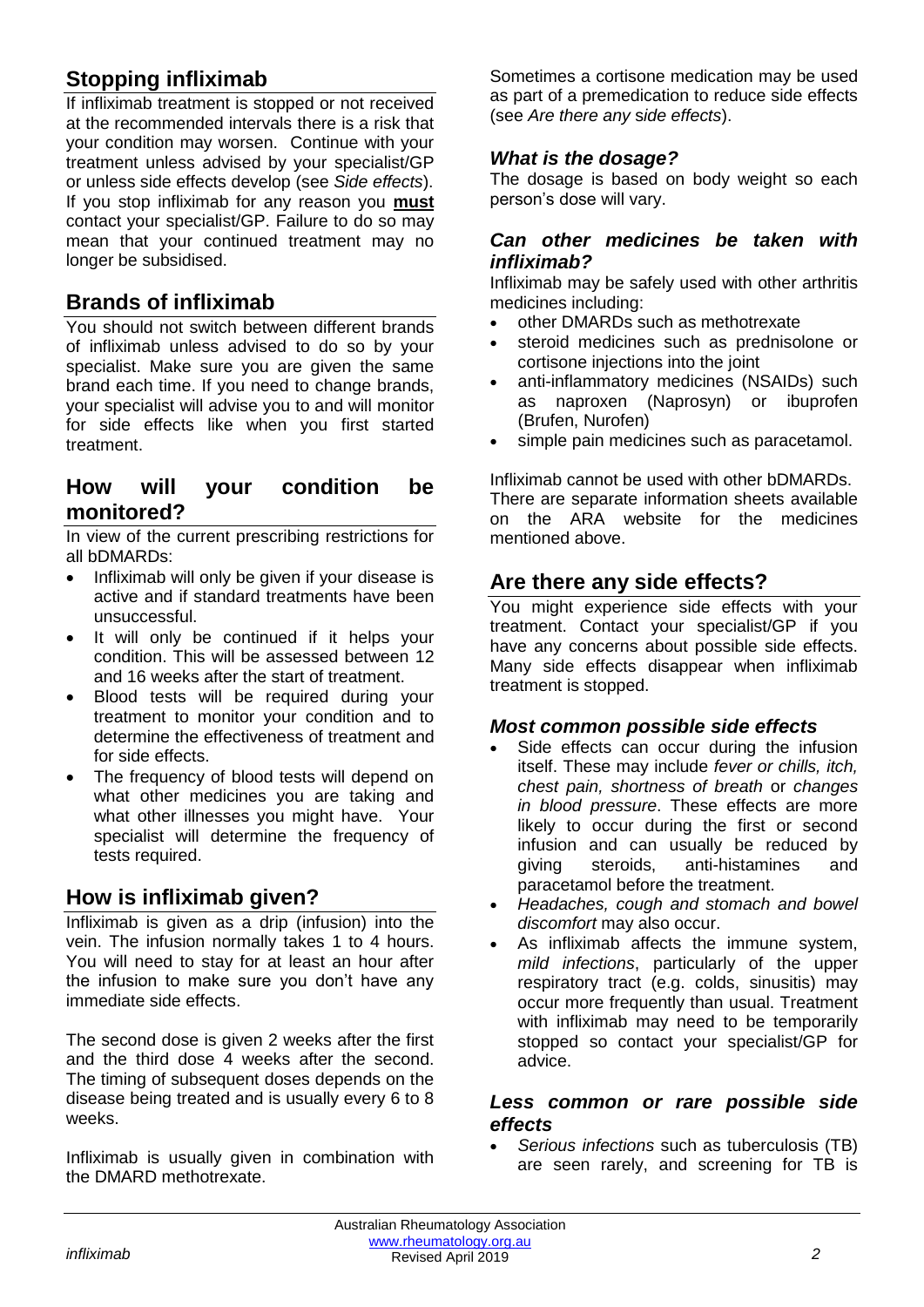## Stopping infliximab

If infliximab treatment is stopped or not received at the recommended intervals there is a risk that your condition may worsen. Continue with your treatment unless advised by your specialist/GP or unless side effects develop (see *Side effects*). If you stop infliximab for any reason you **must** contact your specialist/GP. Failure to do so may mean that your continued treatment may no longer be subsidised.

## Brands of infliximab

You should not switch between different brands of infliximab unless advised to do so by your specialist. Make sure you are given the same brand each time. If you need to change brands, your specialist will advise you to and will monitor for side effects like when you first started treatment.

## How will your condition be monitored?

In view of the current prescribing restrictions for all bDMARDs:

- Infliximab will only be given if your disease is active and if standard treatments have been unsuccessful.
- It will only be continued if it helps your condition. This will be assessed between 12 and 16 weeks after the start of treatment.
- Blood tests will be required during your treatment to monitor your condition and to determine the effectiveness of treatment and for side effects.
- The frequency of blood tests will depend on what other medicines you are taking and what other illnesses you might have. Your specialist will determine the frequency of tests required.

## How is infliximab given?

Infliximab is given as a drip (infusion) into the vein. The infusion normally takes 1 to 4 hours. You will need to stay for at least an hour after the infusion to make sure you don't have any immediate side effects.

The second dose is given 2 weeks after the first and the third dose 4 weeks after the second. The timing of subsequent doses depends on the disease being treated and is usually every 6 to 8 weeks.

Infliximab is usually given in combination with the DMARD methotrexate.

Sometimes a cortisone medication may be used as part of a premedication to reduce side effects (see *Are there any side effects*).

### *What is the dosage?*

The dosage is based on body weight so each person's dose will vary.

### *Can other medicines be taken with infliximab?*

Infliximab may be safely used with other arthritis medicines including:

- other DMARDs such as methotrexate
- steroid medicines such as prednisolone or cortisone injections into the joint
- anti-inflammatory medicines (NSAIDs) such as naproxen (Naprosyn) or ibuprofen (Brufen, Nurofen)
- simple pain medicines such as paracetamol.

Infliximab cannot be used with other bDMARDs. There are separate information sheets available on the ARA website for the medicines mentioned above.

## Are there any side effects?

You might experience side effects with your treatment. Contact your specialist/GP if you have any concerns about possible side effects. Many side effects disappear when infliximab treatment is stopped.

### *Most common possible side effects*

- Side effects can occur during the infusion itself. These may include *fever or chills, itch, chest pain, shortness of breath* or *changes in blood pressure*. These effects are more likely to occur during the first or second infusion and can usually be reduced by giving steroids, anti-histamines and paracetamol before the treatment.
- *Headaches, cough and stomach and bowel discomfort* may also occur.
- As infliximab affects the immune system, *mild infections*, particularly of the upper respiratory tract (e.g. colds, sinusitis) may occur more frequently than usual. Treatment with infliximab may need to be temporarily stopped so contact your specialist/GP for advice.

### *Less common or rare possible side effects*

- *Serious infections* such as tuberculosis (TB) are seen rarely, and screening for TB is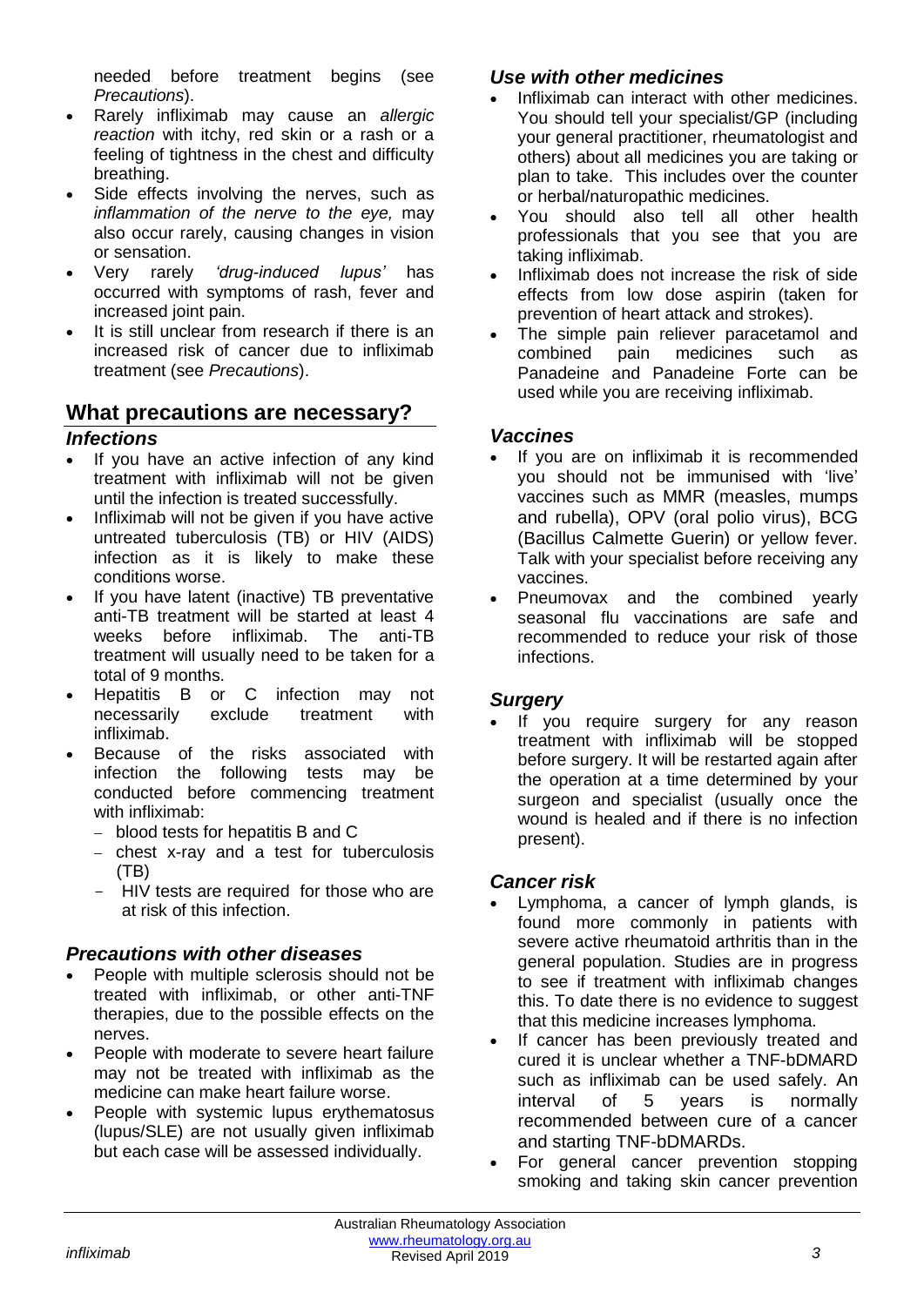needed before treatment begins (see *Precautions*).

- Rarely infliximab may cause an *allergic reaction* with itchy, red skin or a rash or a feeling of tightness in the chest and difficulty breathing.
- Side effects involving the nerves, such as *inflammation of the nerve to the eye,* may also occur rarely, causing changes in vision or sensation.
- Very rarely *'drug-induced lupus'* has occurred with symptoms of rash, fever and increased joint pain.
- It is still unclear from research if there is an increased risk of cancer due to infliximab treatment (see *Precautions*).

## What precautions are necessary?

### *Infections*

- If you have an active infection of any kind treatment with infliximab will not be given until the infection is treated successfully.
- Infliximab will not be given if you have active untreated tuberculosis (TB) or HIV (AIDS) infection as it is likely to make these conditions worse.
- If you have latent (inactive) TB preventative anti-TB treatment will be started at least 4 weeks before infliximab. The anti-TB treatment will usually need to be taken for a total of 9 months.
- Hepatitis B or C infection may not necessarily exclude treatment with infliximab.
- Because of the risks associated with infection the following tests may be conducted before commencing treatment with infliximab:
  - blood tests for hepatitis B and C
  - chest x-ray and a test for tuberculosis (TB)
  - HIV tests are required for those who are at risk of this infection.

### *Precautions with other diseases*

- People with multiple sclerosis should not be treated with infliximab, or other anti-TNF therapies, due to the possible effects on the nerves.
- People with moderate to severe heart failure may not be treated with infliximab as the medicine can make heart failure worse.
- People with systemic lupus erythematosus (lupus/SLE) are not usually given infliximab but each case will be assessed individually.

### *Use with other medicines*

- Infliximab can interact with other medicines. You should tell your specialist/GP (including your general practitioner, rheumatologist and others) about all medicines you are taking or plan to take. This includes over the counter or herbal/naturopathic medicines.
- You should also tell all other health professionals that you see that you are taking infliximab.
- Infliximab does not increase the risk of side effects from low dose aspirin (taken for prevention of heart attack and strokes).
- The simple pain reliever paracetamol and combined pain medicines such as Panadeine and Panadeine Forte can be used while you are receiving infliximab.

### *Vaccines*

- If you are on infliximab it is recommended you should not be immunised with 'live' vaccines such as MMR (measles, mumps and rubella), OPV (oral polio virus), BCG (Bacillus Calmette Guerin) or yellow fever. Talk with your specialist before receiving any vaccines.
- Pneumovax and the combined yearly seasonal flu vaccinations are safe and recommended to reduce your risk of those infections.

### *Surgery*

- If you require surgery for any reason treatment with infliximab will be stopped before surgery. It will be restarted again after the operation at a time determined by your surgeon and specialist (usually once the wound is healed and if there is no infection present).

### *Cancer risk*

- Lymphoma, a cancer of lymph glands, is found more commonly in patients with severe active rheumatoid arthritis than in the general population. Studies are in progress to see if treatment with infliximab changes this. To date there is no evidence to suggest that this medicine increases lymphoma.
- If cancer has been previously treated and cured it is unclear whether a TNF-bDMARD such as infliximab can be used safely. An interval of 5 years is normally recommended between cure of a cancer and starting TNF-bDMARDs.
- For general cancer prevention stopping smoking and taking skin cancer prevention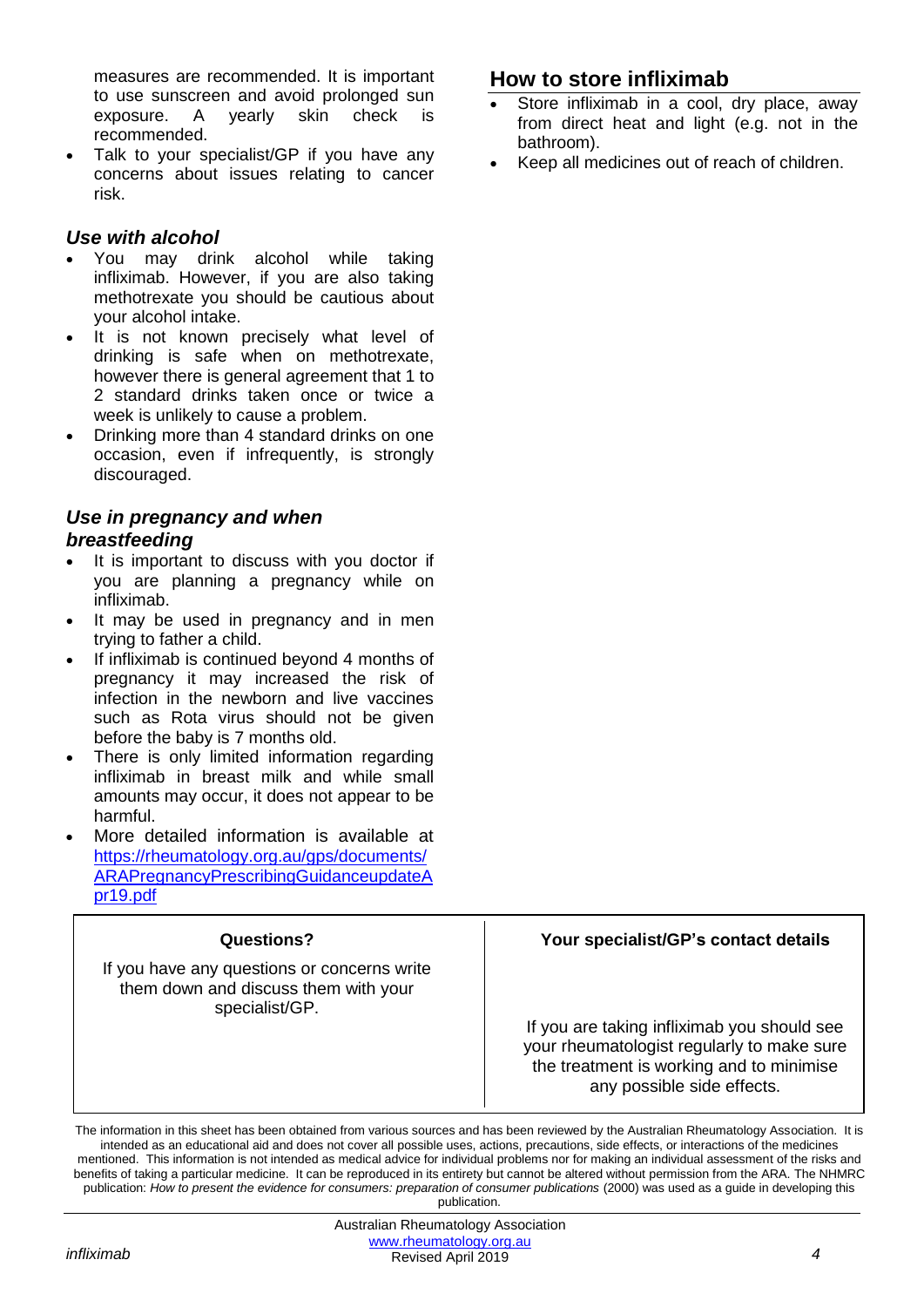measures are recommended. It is important to use sunscreen and avoid prolonged sun exposure. A yearly skin check is recommended.

- Talk to your specialist/GP if you have any concerns about issues relating to cancer risk.

### *Use with alcohol*

- You may drink alcohol while taking infliximab. However, if you are also taking methotrexate you should be cautious about your alcohol intake.
- It is not known precisely what level of drinking is safe when on methotrexate, however there is general agreement that 1 to 2 standard drinks taken once or twice a week is unlikely to cause a problem.
- Drinking more than 4 standard drinks on one occasion, even if infrequently, is strongly discouraged.

### *Use in pregnancy and when breastfeeding*

- It is important to discuss with you doctor if you are planning a pregnancy while on infliximab.
- It may be used in pregnancy and in men trying to father a child.
- If infliximab is continued beyond 4 months of pregnancy it may increased the risk of infection in the newborn and live vaccines such as Rota virus should not be given before the baby is 7 months old.
- There is only limited information regarding infliximab in breast milk and while small amounts may occur, it does not appear to be harmful.
- More detailed information is available at https://rheumatology.org.au/gps/documents/ARAPregnancyPrescribingGuidanceupdateApr19.pdf

## How to store infliximab

- Store infliximab in a cool, dry place, away from direct heat and light (e.g. not in the bathroom).
- Keep all medicines out of reach of children.

| **Questions?** | **Your specialist/GP's contact details** |
|---|---|
| If you have any questions or concerns write them down and discuss them with your specialist/GP. | If you are taking infliximab you should see your rheumatologist regularly to make sure the treatment is working and to minimise any possible side effects. |

The information in this sheet has been obtained from various sources and has been reviewed by the Australian Rheumatology Association. It is intended as an educational aid and does not cover all possible uses, actions, precautions, side effects, or interactions of the medicines mentioned. This information is not intended as medical advice for individual problems nor for making an individual assessment of the risks and benefits of taking a particular medicine. It can be reproduced in its entirety but cannot be altered without permission from the ARA. The NHMRC publication: *How to present the evidence for consumers: preparation of consumer publications* (2000) was used as a guide in developing this publication.

Australian Rheumatology Association
www.rheumatology.org.au
Revised April 2019